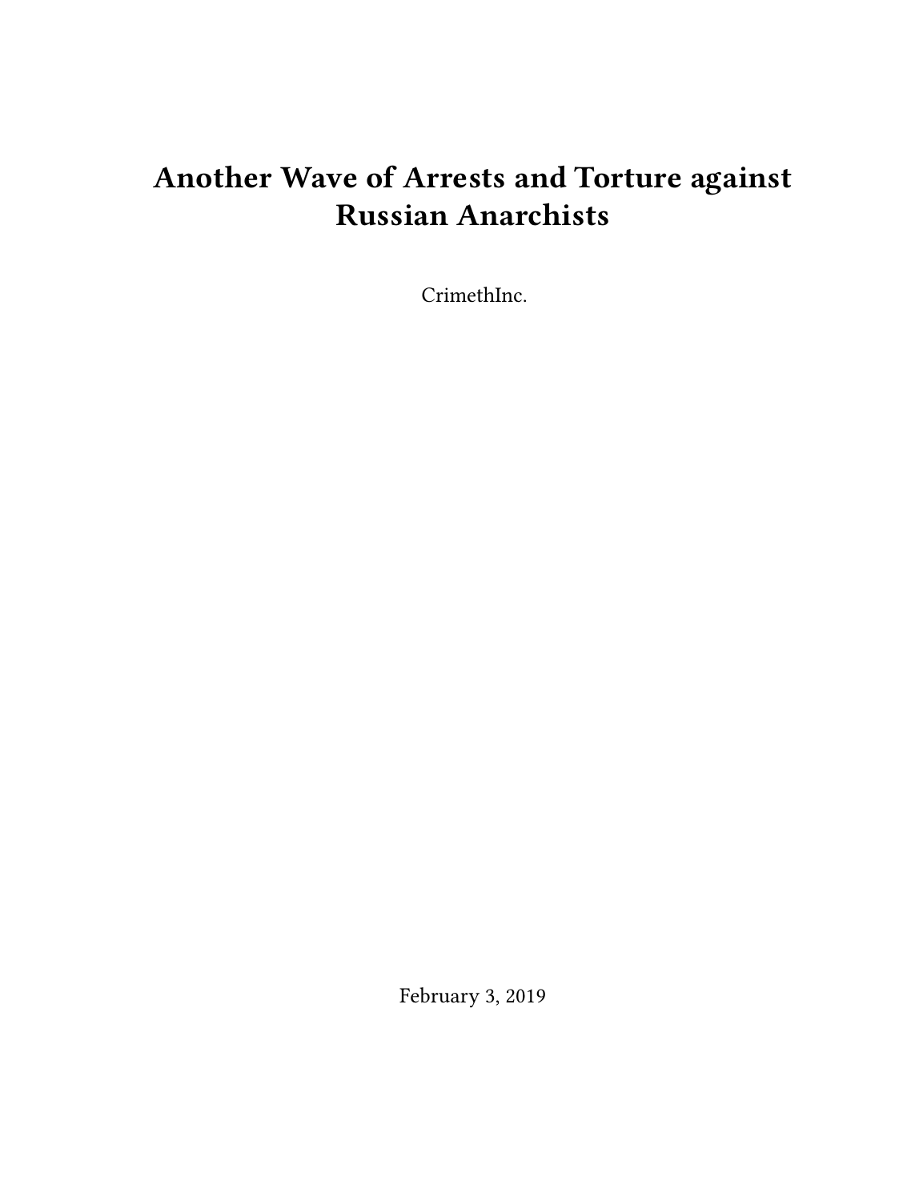# Another Wave of Arrests and Torture against Russian Anarchists

CrimethInc.

February 3, 2019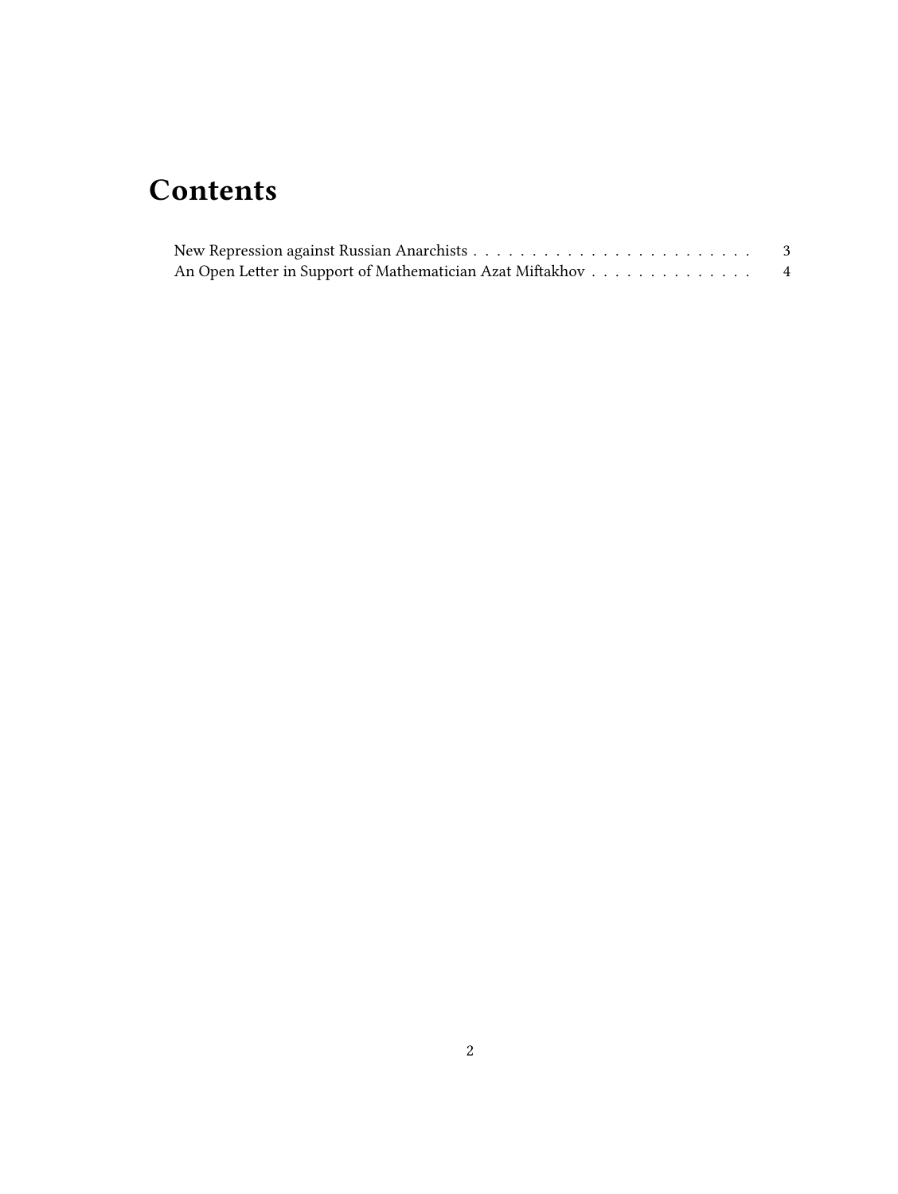# Contents

New Repression against Russian Anarchists . . . . . . . . . . . . . . . . . . . . . . . . . 3
An Open Letter in Support of Mathematician Azat Miftakhov . . . . . . . . . . . . . . 4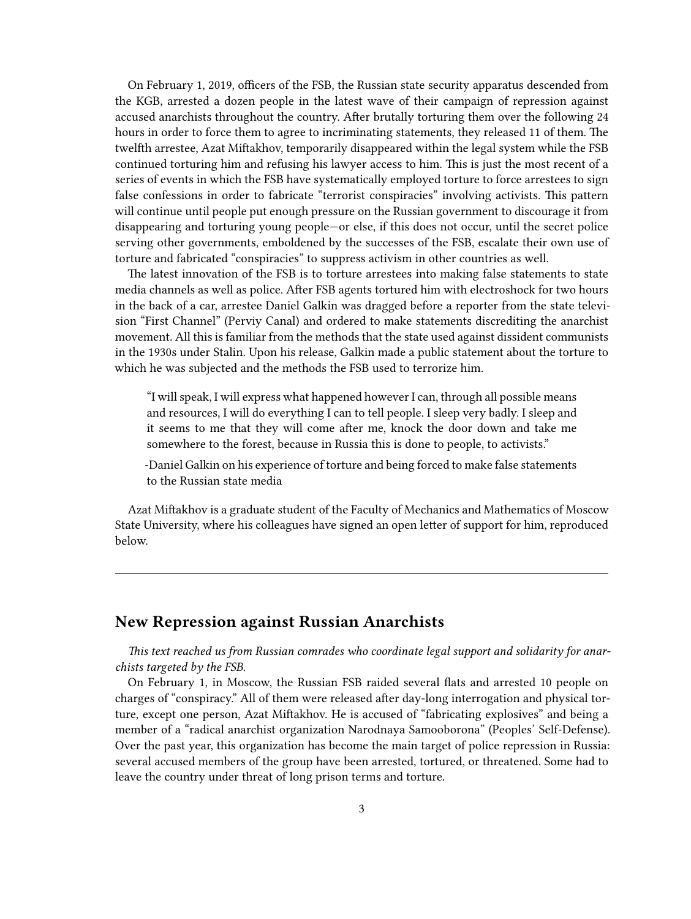On February 1, 2019, officers of the FSB, the Russian state security apparatus descended from the KGB, arrested a dozen people in the latest wave of their campaign of repression against accused anarchists throughout the country. After brutally torturing them over the following 24 hours in order to force them to agree to incriminating statements, they released 11 of them. The twelfth arrestee, Azat Miftakhov, temporarily disappeared within the legal system while the FSB continued torturing him and refusing his lawyer access to him. This is just the most recent of a series of events in which the FSB have systematically employed torture to force arrestees to sign false confessions in order to fabricate "terrorist conspiracies" involving activists. This pattern will continue until people put enough pressure on the Russian government to discourage it from disappearing and torturing young people—or else, if this does not occur, until the secret police serving other governments, emboldened by the successes of the FSB, escalate their own use of torture and fabricated "conspiracies" to suppress activism in other countries as well.

The latest innovation of the FSB is to torture arrestees into making false statements to state media channels as well as police. After FSB agents tortured him with electroshock for two hours in the back of a car, arrestee Daniel Galkin was dragged before a reporter from the state television "First Channel" (Perviy Canal) and ordered to make statements discrediting the anarchist movement. All this is familiar from the methods that the state used against dissident communists in the 1930s under Stalin. Upon his release, Galkin made a public statement about the torture to which he was subjected and the methods the FSB used to terrorize him.

> "I will speak, I will express what happened however I can, through all possible means and resources, I will do everything I can to tell people. I sleep very badly. I sleep and it seems to me that they will come after me, knock the door down and take me somewhere to the forest, because in Russia this is done to people, to activists."
>
> -Daniel Galkin on his experience of torture and being forced to make false statements to the Russian state media

Azat Miftakhov is a graduate student of the Faculty of Mechanics and Mathematics of Moscow State University, where his colleagues have signed an open letter of support for him, reproduced below.

---

## New Repression against Russian Anarchists

*This text reached us from Russian comrades who coordinate legal support and solidarity for anarchists targeted by the FSB.*

On February 1, in Moscow, the Russian FSB raided several flats and arrested 10 people on charges of "conspiracy." All of them were released after day-long interrogation and physical torture, except one person, Azat Miftakhov. He is accused of "fabricating explosives" and being a member of a "radical anarchist organization Narodnaya Samooborona" (Peoples' Self-Defense). Over the past year, this organization has become the main target of police repression in Russia: several accused members of the group have been arrested, tortured, or threatened. Some had to leave the country under threat of long prison terms and torture.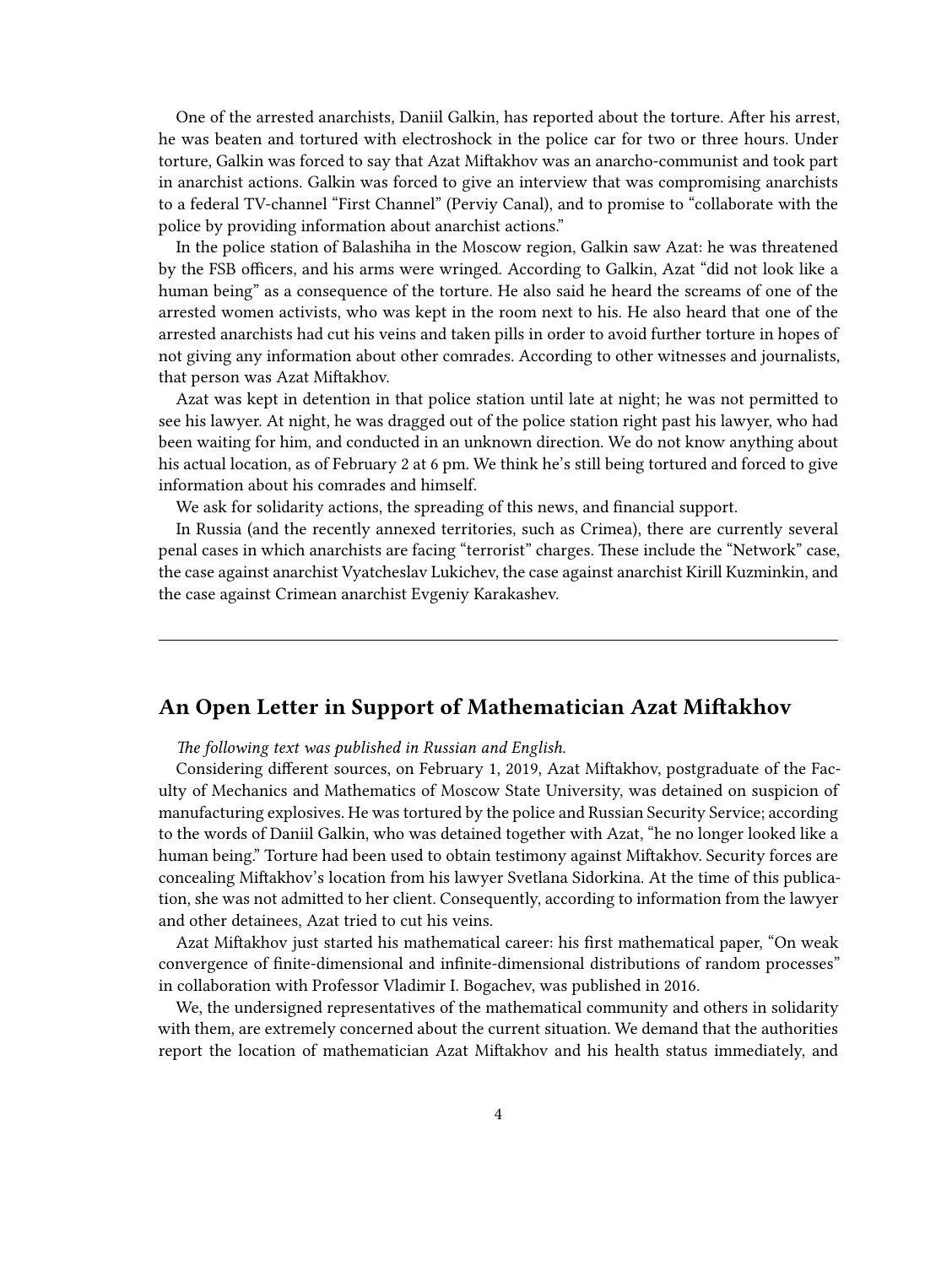One of the arrested anarchists, Daniil Galkin, has reported about the torture. After his arrest, he was beaten and tortured with electroshock in the police car for two or three hours. Under torture, Galkin was forced to say that Azat Miftakhov was an anarcho-communist and took part in anarchist actions. Galkin was forced to give an interview that was compromising anarchists to a federal TV-channel "First Channel" (Perviy Canal), and to promise to "collaborate with the police by providing information about anarchist actions."

In the police station of Balashiha in the Moscow region, Galkin saw Azat: he was threatened by the FSB officers, and his arms were wringed. According to Galkin, Azat "did not look like a human being" as a consequence of the torture. He also said he heard the screams of one of the arrested women activists, who was kept in the room next to his. He also heard that one of the arrested anarchists had cut his veins and taken pills in order to avoid further torture in hopes of not giving any information about other comrades. According to other witnesses and journalists, that person was Azat Miftakhov.

Azat was kept in detention in that police station until late at night; he was not permitted to see his lawyer. At night, he was dragged out of the police station right past his lawyer, who had been waiting for him, and conducted in an unknown direction. We do not know anything about his actual location, as of February 2 at 6 pm. We think he's still being tortured and forced to give information about his comrades and himself.

We ask for solidarity actions, the spreading of this news, and financial support.

In Russia (and the recently annexed territories, such as Crimea), there are currently several penal cases in which anarchists are facing "terrorist" charges. These include the "Network" case, the case against anarchist Vyatcheslav Lukichev, the case against anarchist Kirill Kuzminkin, and the case against Crimean anarchist Evgeniy Karakashev.

---

## An Open Letter in Support of Mathematician Azat Miftakhov

*The following text was published in Russian and English.*

Considering different sources, on February 1, 2019, Azat Miftakhov, postgraduate of the Faculty of Mechanics and Mathematics of Moscow State University, was detained on suspicion of manufacturing explosives. He was tortured by the police and Russian Security Service; according to the words of Daniil Galkin, who was detained together with Azat, "he no longer looked like a human being." Torture had been used to obtain testimony against Miftakhov. Security forces are concealing Miftakhov's location from his lawyer Svetlana Sidorkina. At the time of this publication, she was not admitted to her client. Consequently, according to information from the lawyer and other detainees, Azat tried to cut his veins.

Azat Miftakhov just started his mathematical career: his first mathematical paper, "On weak convergence of finite-dimensional and infinite-dimensional distributions of random processes" in collaboration with Professor Vladimir I. Bogachev, was published in 2016.

We, the undersigned representatives of the mathematical community and others in solidarity with them, are extremely concerned about the current situation. We demand that the authorities report the location of mathematician Azat Miftakhov and his health status immediately, and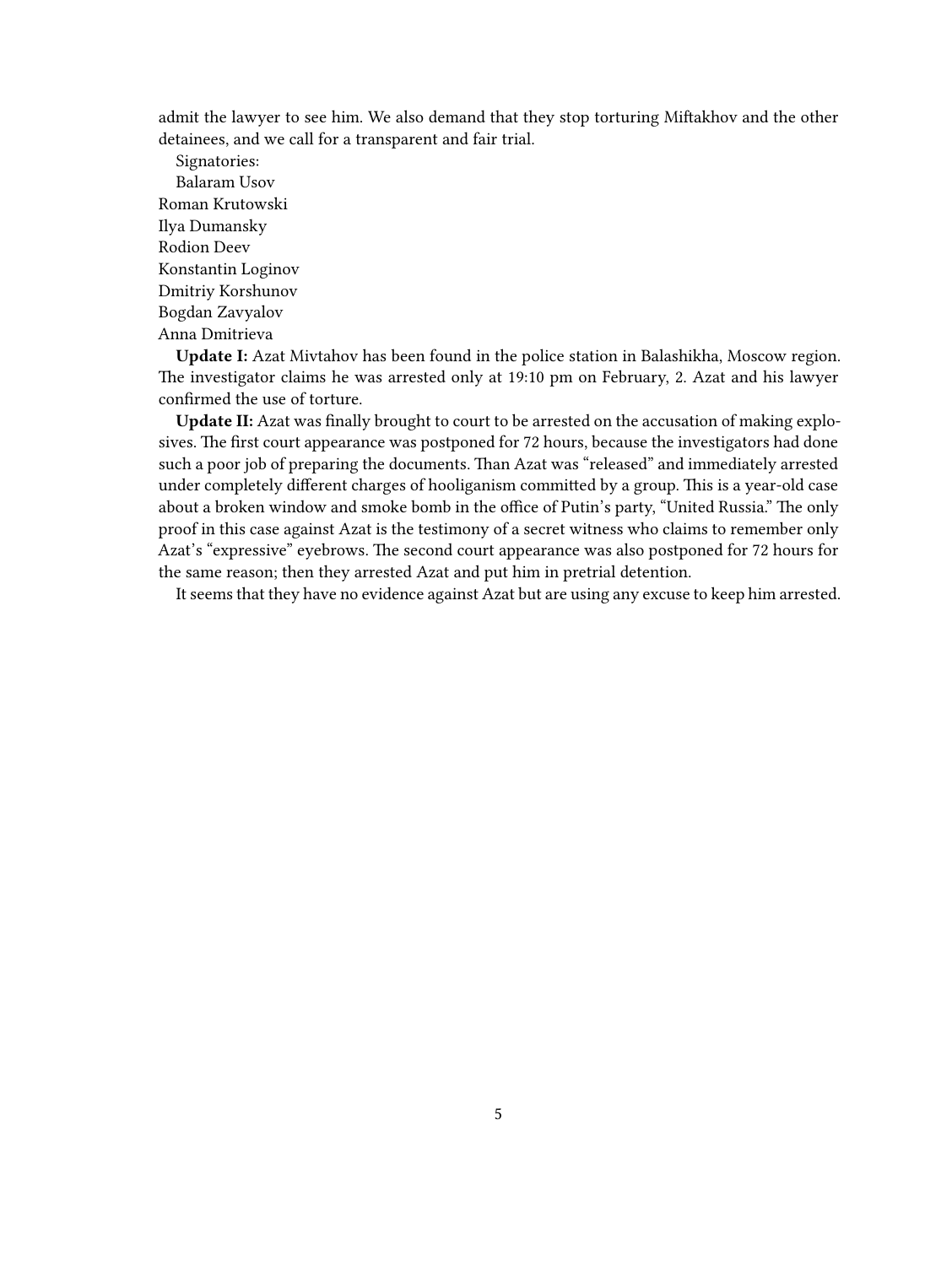admit the lawyer to see him. We also demand that they stop torturing Miftakhov and the other detainees, and we call for a transparent and fair trial.

Signatories:

Balaram Usov
Roman Krutowski
Ilya Dumansky
Rodion Deev
Konstantin Loginov
Dmitriy Korshunov
Bogdan Zavyalov
Anna Dmitrieva

**Update I:** Azat Mivtahov has been found in the police station in Balashikha, Moscow region. The investigator claims he was arrested only at 19:10 pm on February, 2. Azat and his lawyer confirmed the use of torture.

**Update II:** Azat was finally brought to court to be arrested on the accusation of making explosives. The first court appearance was postponed for 72 hours, because the investigators had done such a poor job of preparing the documents. Than Azat was "released" and immediately arrested under completely different charges of hooliganism committed by a group. This is a year-old case about a broken window and smoke bomb in the office of Putin's party, "United Russia." The only proof in this case against Azat is the testimony of a secret witness who claims to remember only Azat's "expressive" eyebrows. The second court appearance was also postponed for 72 hours for the same reason; then they arrested Azat and put him in pretrial detention.

It seems that they have no evidence against Azat but are using any excuse to keep him arrested.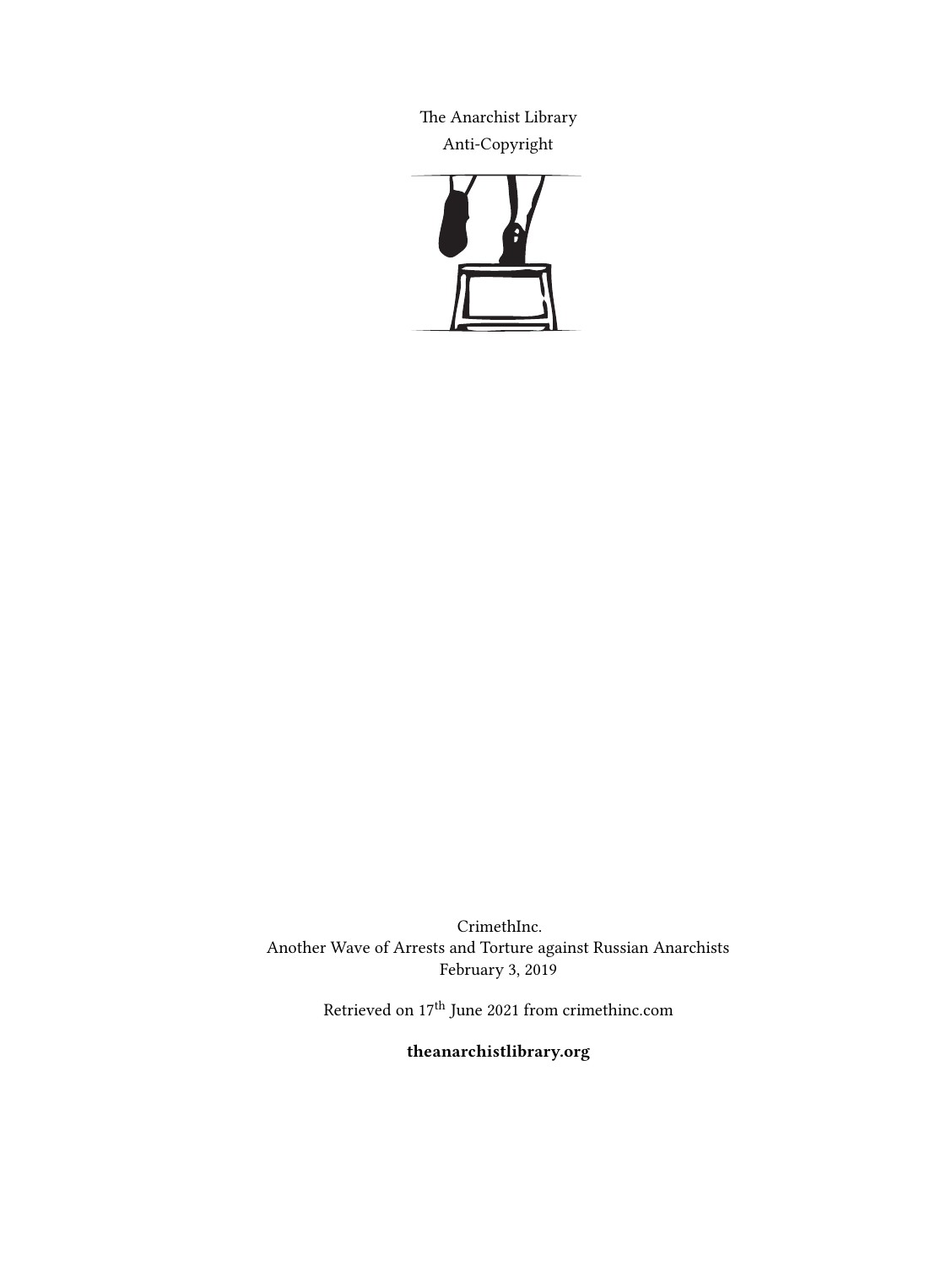The Anarchist Library
Anti-Copyright

CrimethInc.
Another Wave of Arrests and Torture against Russian Anarchists
February 3, 2019

Retrieved on 17th June 2021 from crimethinc.com

**theanarchistlibrary.org**